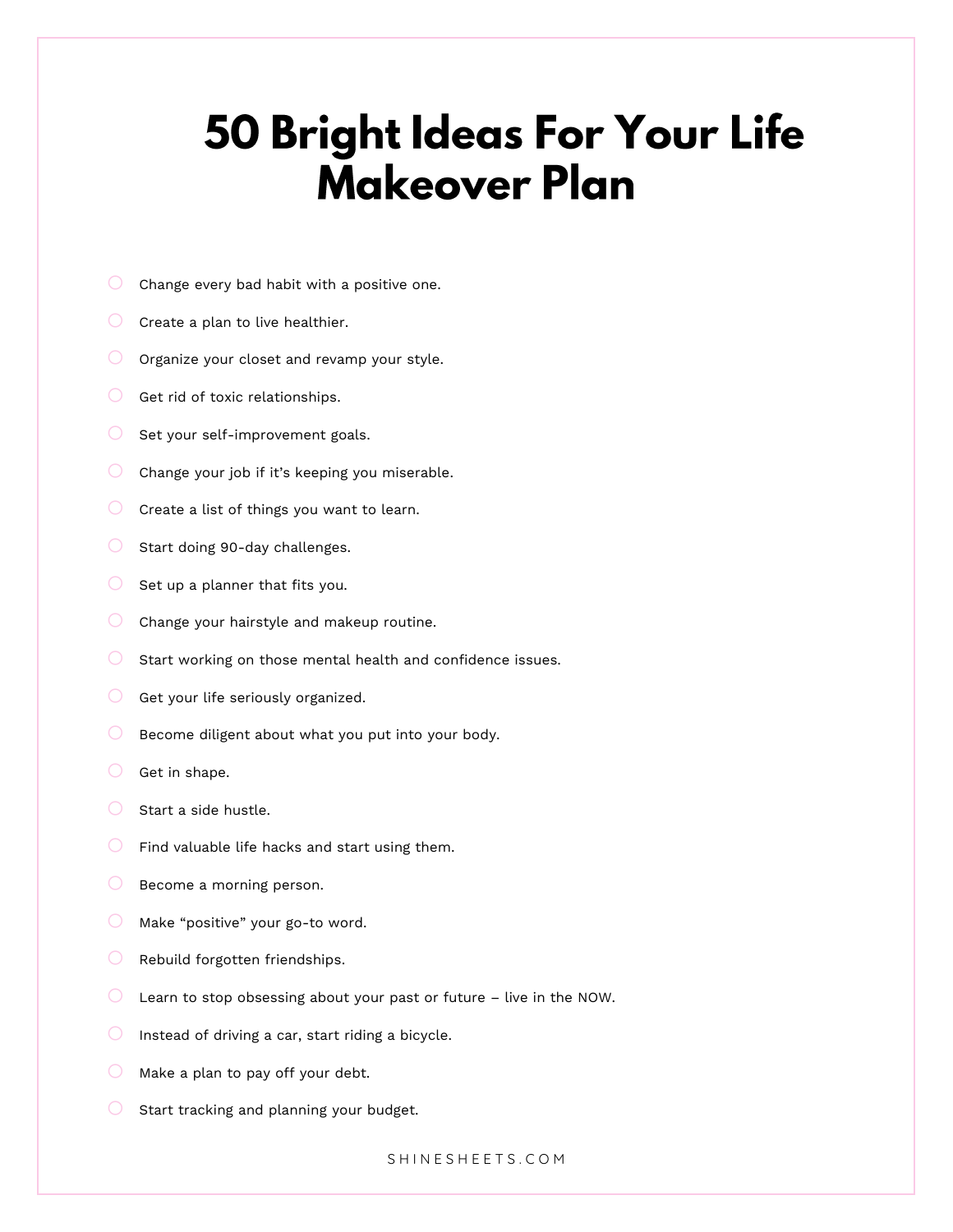# 50 Bright Ideas For Your Life Makeover Plan

- Change every bad habit with a positive one.
- Create a plan to live healthier.
- Organize your closet and revamp your style.
- Get rid of toxic relationships.
- Set your self-improvement goals.
- Change your job if it's keeping you miserable.
- Create a list of things you want to learn.
- Start doing 90-day challenges.
- Set up a planner that fits you.
- Change your hairstyle and makeup routine.
- Start working on those mental health and confidence issues.
- Get your life seriously organized.
- Become diligent about what you put into your body.
- Get in shape.
- Start a side hustle.
- Find valuable life hacks and start using them.
- Become a morning person.
- Make "positive" your go-to word.
- Rebuild forgotten friendships.
- Learn to stop obsessing about your past or future – live in the NOW.
- Instead of driving a car, start riding a bicycle.
- Make a plan to pay off your debt.
- Start tracking and planning your budget.

SHINESHEETS.COM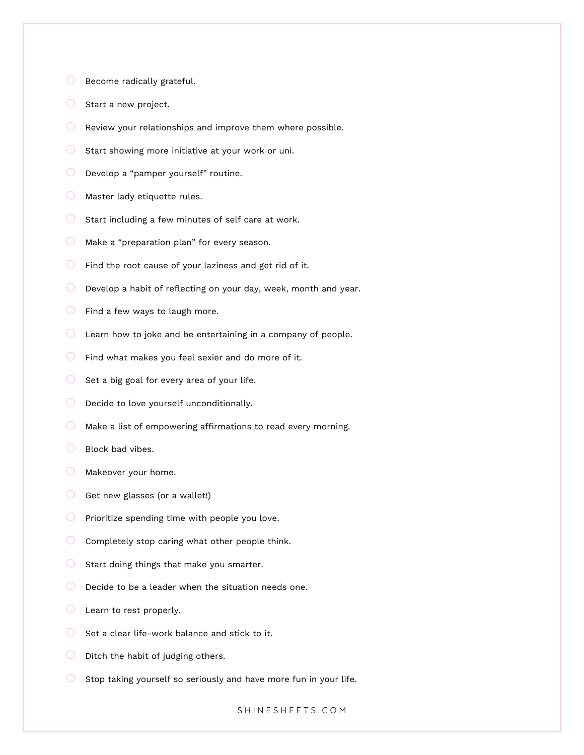- Become radically grateful.
- Start a new project.
- Review your relationships and improve them where possible.
- Start showing more initiative at your work or uni.
- Develop a "pamper yourself" routine.
- Master lady etiquette rules.
- Start including a few minutes of self care at work.
- Make a "preparation plan" for every season.
- Find the root cause of your laziness and get rid of it.
- Develop a habit of reflecting on your day, week, month and year.
- Find a few ways to laugh more.
- Learn how to joke and be entertaining in a company of people.
- Find what makes you feel sexier and do more of it.
- Set a big goal for every area of your life.
- Decide to love yourself unconditionally.
- Make a list of empowering affirmations to read every morning.
- Block bad vibes.
- Makeover your home.
- Get new glasses (or a wallet!)
- Prioritize spending time with people you love.
- Completely stop caring what other people think.
- Start doing things that make you smarter.
- Decide to be a leader when the situation needs one.
- Learn to rest properly.
- Set a clear life-work balance and stick to it.
- Ditch the habit of judging others.
- Stop taking yourself so seriously and have more fun in your life.